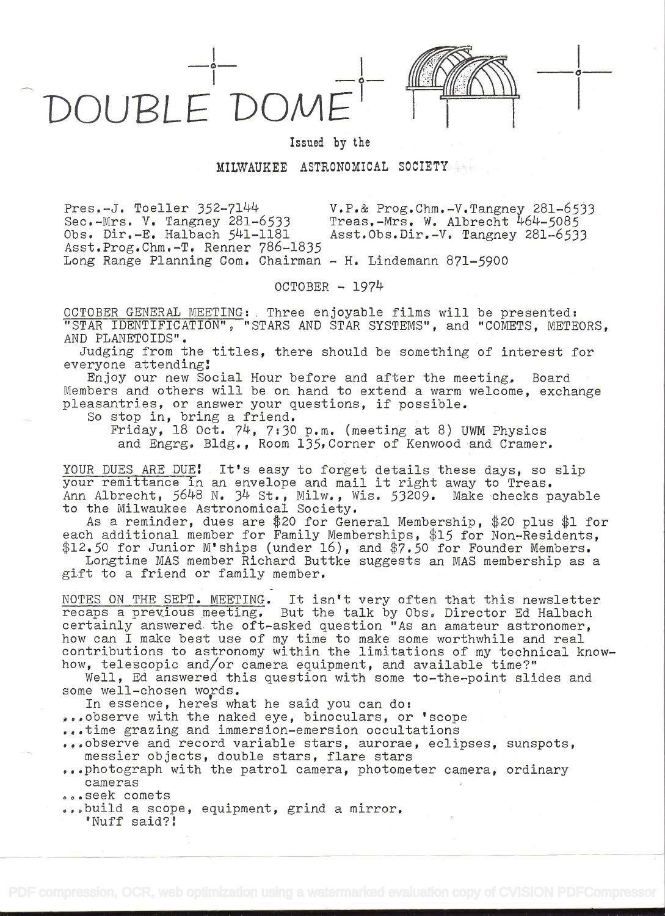# DOUBLE DOME

Issued by the

MILWAUKEE ASTRONOMICAL SOCIETY

Pres.-J. Toeller 352-7144
V.P.& Prog.Chm.-V.Tangney 281-6533
Sec.-Mrs. V. Tangney 281-6533
Treas.-Mrs. W. Albrecht 464-5085
Obs. Dir.-E. Halbach 541-1181
Asst.Obs.Dir.-V. Tangney 281-6533
Asst.Prog.Chm.-T. Renner 786-1835
Long Range Planning Com. Chairman - H. Lindemann 871-5900

OCTOBER - 1974

OCTOBER GENERAL MEETING: Three enjoyable films will be presented: "STAR IDENTIFICATION", "STARS AND STAR SYSTEMS", and "COMETS, METEORS, AND PLANETOIDS".

Judging from the titles, there should be something of interest for everyone attending!

Enjoy our new Social Hour before and after the meeting. Board Members and others will be on hand to extend a warm welcome, exchange pleasantries, or answer your questions, if possible.

So stop in, bring a friend.

Friday, 18 Oct. 74, 7:30 p.m. (meeting at 8) UWM Physics and Engrg. Bldg., Room 135, Corner of Kenwood and Cramer.

YOUR DUES ARE DUE! It's easy to forget details these days, so slip your remittance in an envelope and mail it right away to Treas. Ann Albrecht, 5648 N. 34 St., Milw., Wis. 53209. Make checks payable to the Milwaukee Astronomical Society.

As a reminder, dues are $20 for General Membership, $20 plus $1 for each additional member for Family Memberships, $15 for Non-Residents, $12.50 for Junior M'ships (under 16), and $7.50 for Founder Members.

Longtime MAS member Richard Buttke suggests an MAS membership as a gift to a friend or family member.

NOTES ON THE SEPT. MEETING. It isn't very often that this newsletter recaps a previous meeting. But the talk by Obs. Director Ed Halbach certainly answered the oft-asked question "As an amateur astronomer, how can I make best use of my time to make some worthwhile and real contributions to astronomy within the limitations of my technical know-how, telescopic and/or camera equipment, and available time?"

Well, Ed answered this question with some to-the-point slides and some well-chosen words.

In essence, here's what he said you can do:

...observe with the naked eye, binoculars, or 'scope
...time grazing and immersion-emersion occultations
...observe and record variable stars, aurorae, eclipses, sunspots, messier objects, double stars, flare stars
...photograph with the patrol camera, photometer camera, ordinary cameras
...seek comets
...build a scope, equipment, grind a mirror.

'Nuff said?!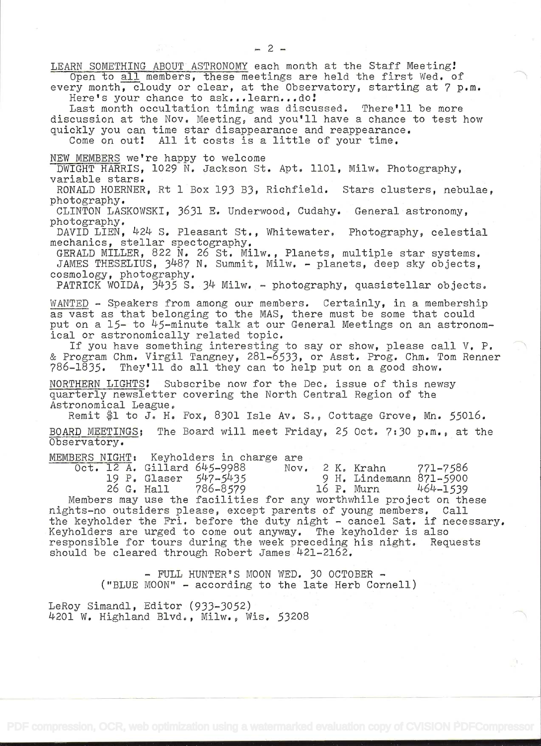LEARN SOMETHING ABOUT ASTRONOMY each month at the Staff Meeting! Open to all members, these meetings are held the first Wed. of every month, cloudy or clear, at the Observatory, starting at 7 p.m. Here's your chance to ask...learn...do!

Last month occultation timing was discussed. There'll be more discussion at the Nov. Meeting, and you'll have a chance to test how quickly you can time star disappearance and reappearance.

Come on out! All it costs is a little of your time.

NEW MEMBERS we're happy to welcome

DWIGHT HARRIS, 1029 N. Jackson St. Apt. 1101, Milw. Photography, variable stars.

RONALD HOERNER, Rt 1 Box 193 B3, Richfield. Stars clusters, nebulae, photography.

CLINTON LASKOWSKI, 3631 E. Underwood, Cudahy. General astronomy, photography.

DAVID LIEN, 424 S. Pleasant St., Whitewater. Photography, celestial mechanics, stellar spectography.

GERALD MILLER, 822 N. 26 St. Milw., Planets, multiple star systems.

JAMES THESELIUS, 3487 N. Summit, Milw. - planets, deep sky objects, cosmology, photography.

PATRICK WOIDA, 3435 S. 34 Milw. - photography, quasistellar objects.

WANTED - Speakers from among our members. Certainly, in a membership as vast as that belonging to the MAS, there must be some that could put on a 15- to 45-minute talk at our General Meetings on an astronomical or astronomically related topic.

If you have something interesting to say or show, please call V. P. & Program Chm. Virgil Tangney, 281-6533, or Asst. Prog. Chm. Tom Renner 786-1835. They'll do all they can to help put on a good show.

NORTHERN LIGHTS! Subscribe now for the Dec. issue of this newsy quarterly newsletter covering the North Central Region of the Astronomical League.

Remit $1 to J. H. Fox, 8301 Isle Av. S., Cottage Grove, Mn. 55016.

BOARD MEETINGS; The Board will meet Friday, 25 Oct. 7:30 p.m., at the Observatory.

MEMBERS NIGHT: Keyholders in charge are

| | | | | | |
|---|---|---|---|---|---|
| Oct. 12 | A. Gillard | 645-9988 | Nov. 2 | K. Krahn | 771-7586 |
| 19 | P. Glaser | 547-5435 | 9 | H. Lindemann | 871-5900 |
| 26 | G. Hall | 786-8579 | 16 | P. Murn | 464-1539 |

Members may use the facilities for any worthwhile project on these nights-no outsiders please, except parents of young members. Call the keyholder the Fri. before the duty night - cancel Sat. if necessary. Keyholders are urged to come out anyway. The keyholder is also responsible for tours during the week preceding his night. Requests should be cleared through Robert James 421-2162.

- FULL HUNTER'S MOON WED. 30 OCTOBER -
("BLUE MOON" - according to the late Herb Cornell)

LeRoy Simandl, Editor (933-3052)
4201 W. Highland Blvd., Milw., Wis. 53208